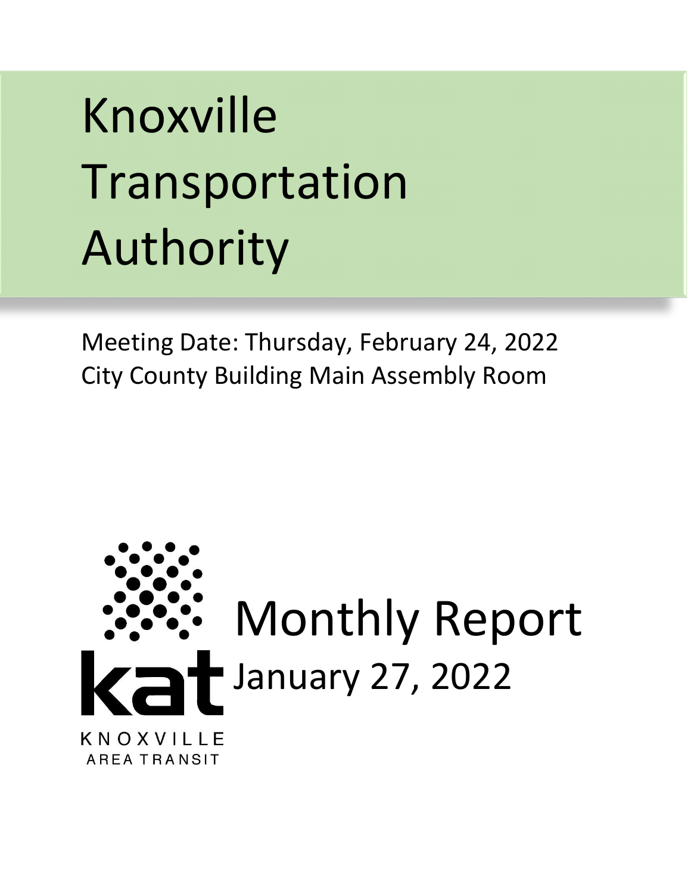# Knoxville Transportation Authority

Meeting Date: Thursday, February 24, 2022
City County Building Main Assembly Room

kat
KNOXVILLE AREA TRANSIT

## Monthly Report
January 27, 2022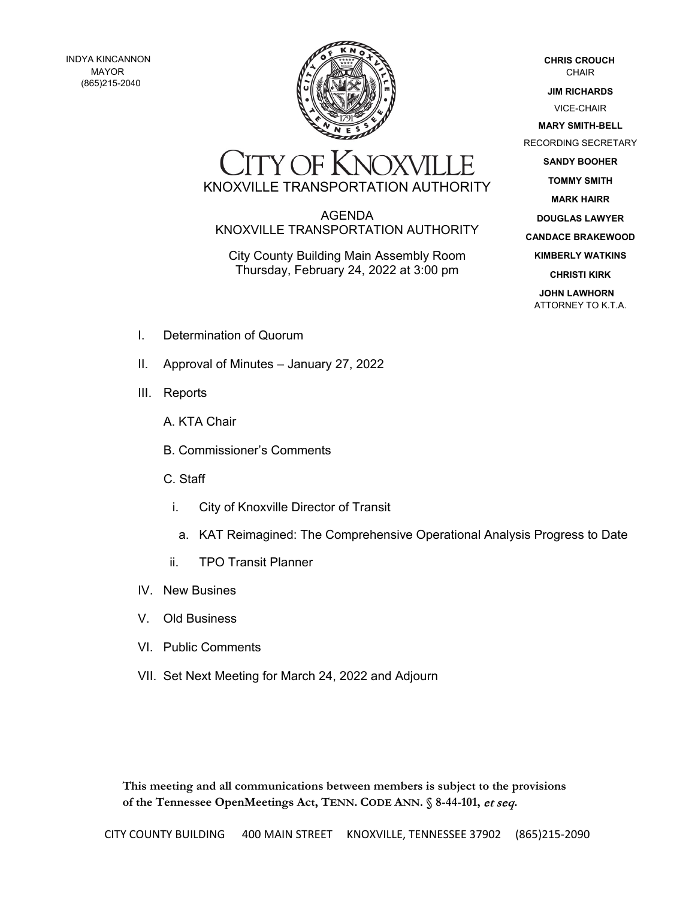INDYA KINCANNON
MAYOR
(865)215-2040

# CITY OF KNOXVILLE
## KNOXVILLE TRANSPORTATION AUTHORITY

**CHRIS CROUCH**
CHAIR

**JIM RICHARDS**
VICE-CHAIR

**MARY SMITH-BELL**
RECORDING SECRETARY

**SANDY BOOHER**

**TOMMY SMITH**

**MARK HAIRR**

**DOUGLAS LAWYER**

**CANDACE BRAKEWOOD**

**KIMBERLY WATKINS**

**CHRISTI KIRK**

**JOHN LAWHORN**
ATTORNEY TO K.T.A.

AGENDA
KNOXVILLE TRANSPORTATION AUTHORITY

City County Building Main Assembly Room
Thursday, February 24, 2022 at 3:00 pm

I. Determination of Quorum

II. Approval of Minutes – January 27, 2022

III. Reports

   A. KTA Chair

   B. Commissioner's Comments

   C. Staff

      i. City of Knoxville Director of Transit

         a. KAT Reimagined: The Comprehensive Operational Analysis Progress to Date

      ii. TPO Transit Planner

IV. New Busines

V. Old Business

VI. Public Comments

VII. Set Next Meeting for March 24, 2022 and Adjourn

**This meeting and all communications between members is subject to the provisions of the Tennessee OpenMeetings Act, TENN. CODE ANN. § 8-44-101, *et seq*.**

CITY COUNTY BUILDING 400 MAIN STREET KNOXVILLE, TENNESSEE 37902 (865)215-2090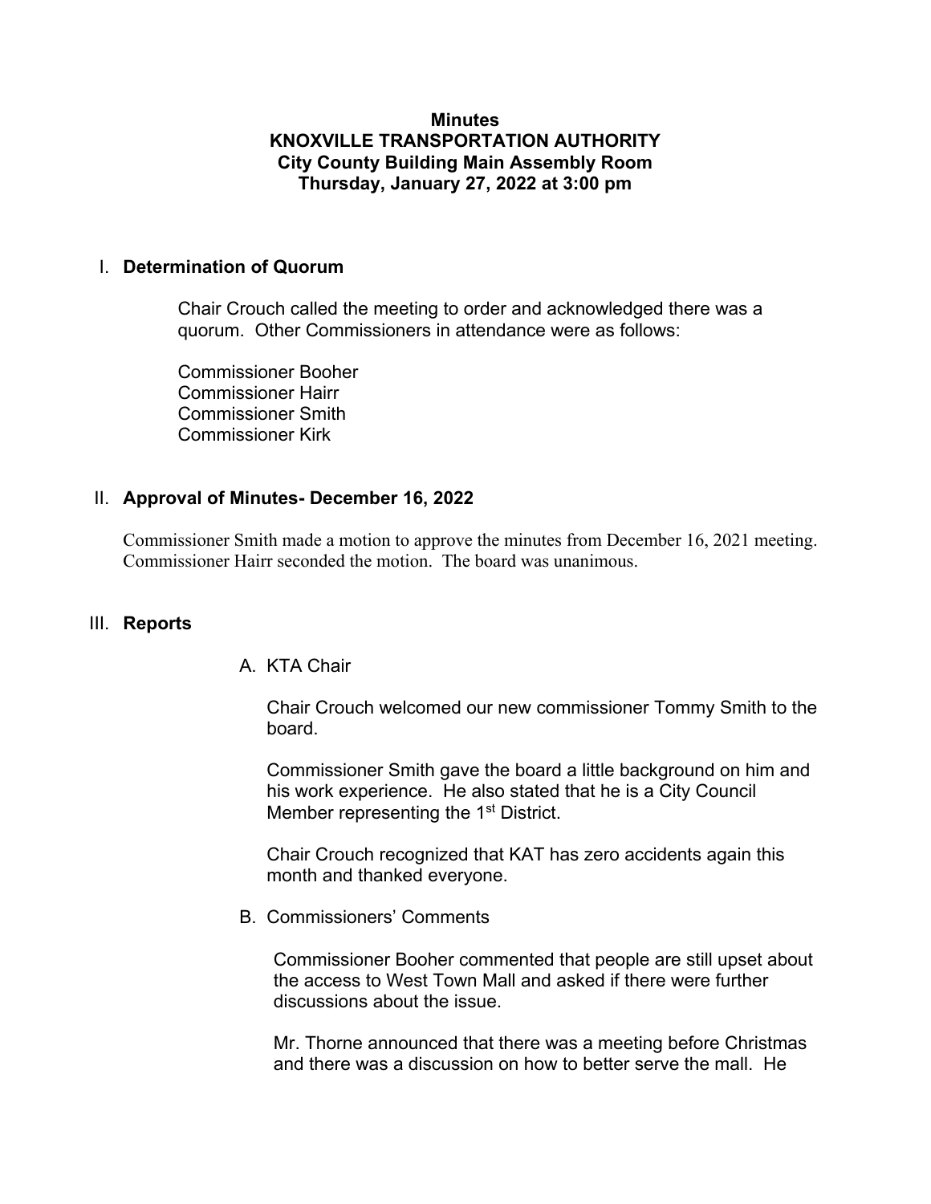**Minutes**
**KNOXVILLE TRANSPORTATION AUTHORITY**
**City County Building Main Assembly Room**
**Thursday, January 27, 2022 at 3:00 pm**

## I. Determination of Quorum

Chair Crouch called the meeting to order and acknowledged there was a quorum. Other Commissioners in attendance were as follows:

Commissioner Booher
Commissioner Hairr
Commissioner Smith
Commissioner Kirk

## II. Approval of Minutes- December 16, 2022

Commissioner Smith made a motion to approve the minutes from December 16, 2021 meeting. Commissioner Hairr seconded the motion. The board was unanimous.

## III. Reports

A. KTA Chair

Chair Crouch welcomed our new commissioner Tommy Smith to the board.

Commissioner Smith gave the board a little background on him and his work experience. He also stated that he is a City Council Member representing the 1st District.

Chair Crouch recognized that KAT has zero accidents again this month and thanked everyone.

B. Commissioners' Comments

Commissioner Booher commented that people are still upset about the access to West Town Mall and asked if there were further discussions about the issue.

Mr. Thorne announced that there was a meeting before Christmas and there was a discussion on how to better serve the mall. He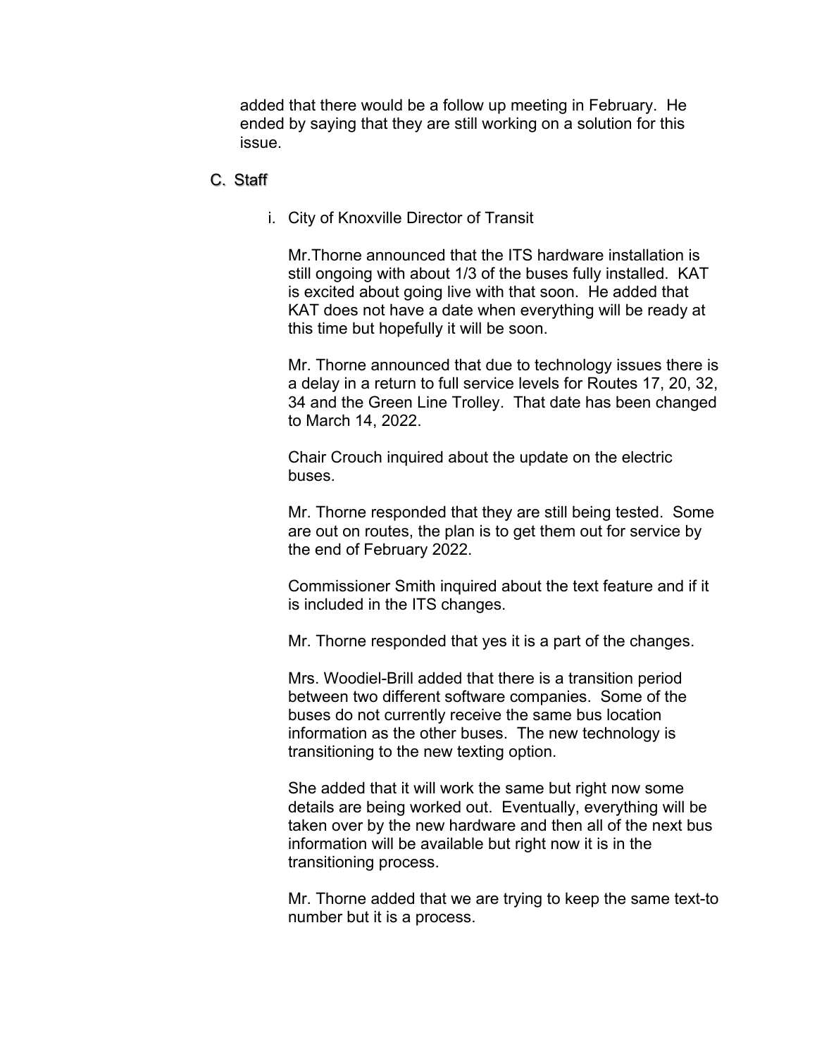added that there would be a follow up meeting in February. He ended by saying that they are still working on a solution for this issue.

C. Staff

i. City of Knoxville Director of Transit

Mr.Thorne announced that the ITS hardware installation is still ongoing with about 1/3 of the buses fully installed. KAT is excited about going live with that soon. He added that KAT does not have a date when everything will be ready at this time but hopefully it will be soon.

Mr. Thorne announced that due to technology issues there is a delay in a return to full service levels for Routes 17, 20, 32, 34 and the Green Line Trolley. That date has been changed to March 14, 2022.

Chair Crouch inquired about the update on the electric buses.

Mr. Thorne responded that they are still being tested. Some are out on routes, the plan is to get them out for service by the end of February 2022.

Commissioner Smith inquired about the text feature and if it is included in the ITS changes.

Mr. Thorne responded that yes it is a part of the changes.

Mrs. Woodiel-Brill added that there is a transition period between two different software companies. Some of the buses do not currently receive the same bus location information as the other buses. The new technology is transitioning to the new texting option.

She added that it will work the same but right now some details are being worked out. Eventually, everything will be taken over by the new hardware and then all of the next bus information will be available but right now it is in the transitioning process.

Mr. Thorne added that we are trying to keep the same text-to number but it is a process.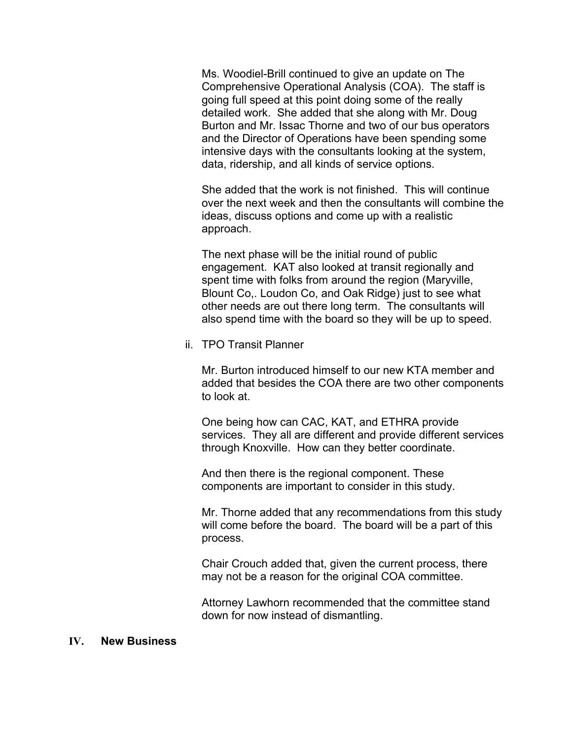Ms. Woodiel-Brill continued to give an update on The Comprehensive Operational Analysis (COA). The staff is going full speed at this point doing some of the really detailed work. She added that she along with Mr. Doug Burton and Mr. Issac Thorne and two of our bus operators and the Director of Operations have been spending some intensive days with the consultants looking at the system, data, ridership, and all kinds of service options.

She added that the work is not finished. This will continue over the next week and then the consultants will combine the ideas, discuss options and come up with a realistic approach.

The next phase will be the initial round of public engagement. KAT also looked at transit regionally and spent time with folks from around the region (Maryville, Blount Co,. Loudon Co, and Oak Ridge) just to see what other needs are out there long term. The consultants will also spend time with the board so they will be up to speed.

ii. TPO Transit Planner

Mr. Burton introduced himself to our new KTA member and added that besides the COA there are two other components to look at.

One being how can CAC, KAT, and ETHRA provide services. They all are different and provide different services through Knoxville. How can they better coordinate.

And then there is the regional component. These components are important to consider in this study.

Mr. Thorne added that any recommendations from this study will come before the board. The board will be a part of this process.

Chair Crouch added that, given the current process, there may not be a reason for the original COA committee.

Attorney Lawhorn recommended that the committee stand down for now instead of dismantling.

## IV. New Business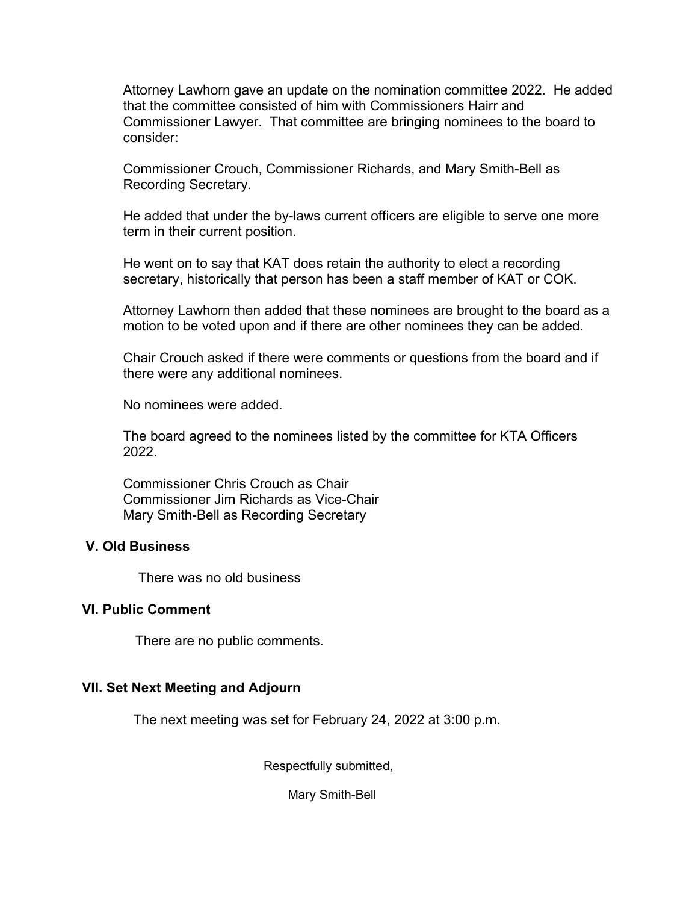Attorney Lawhorn gave an update on the nomination committee 2022. He added that the committee consisted of him with Commissioners Hairr and Commissioner Lawyer. That committee are bringing nominees to the board to consider:

Commissioner Crouch, Commissioner Richards, and Mary Smith-Bell as Recording Secretary.

He added that under the by-laws current officers are eligible to serve one more term in their current position.

He went on to say that KAT does retain the authority to elect a recording secretary, historically that person has been a staff member of KAT or COK.

Attorney Lawhorn then added that these nominees are brought to the board as a motion to be voted upon and if there are other nominees they can be added.

Chair Crouch asked if there were comments or questions from the board and if there were any additional nominees.

No nominees were added.

The board agreed to the nominees listed by the committee for KTA Officers 2022.

Commissioner Chris Crouch as Chair
Commissioner Jim Richards as Vice-Chair
Mary Smith-Bell as Recording Secretary

### V. Old Business

There was no old business

### VI. Public Comment

There are no public comments.

### VII. Set Next Meeting and Adjourn

The next meeting was set for February 24, 2022 at 3:00 p.m.

Respectfully submitted,

Mary Smith-Bell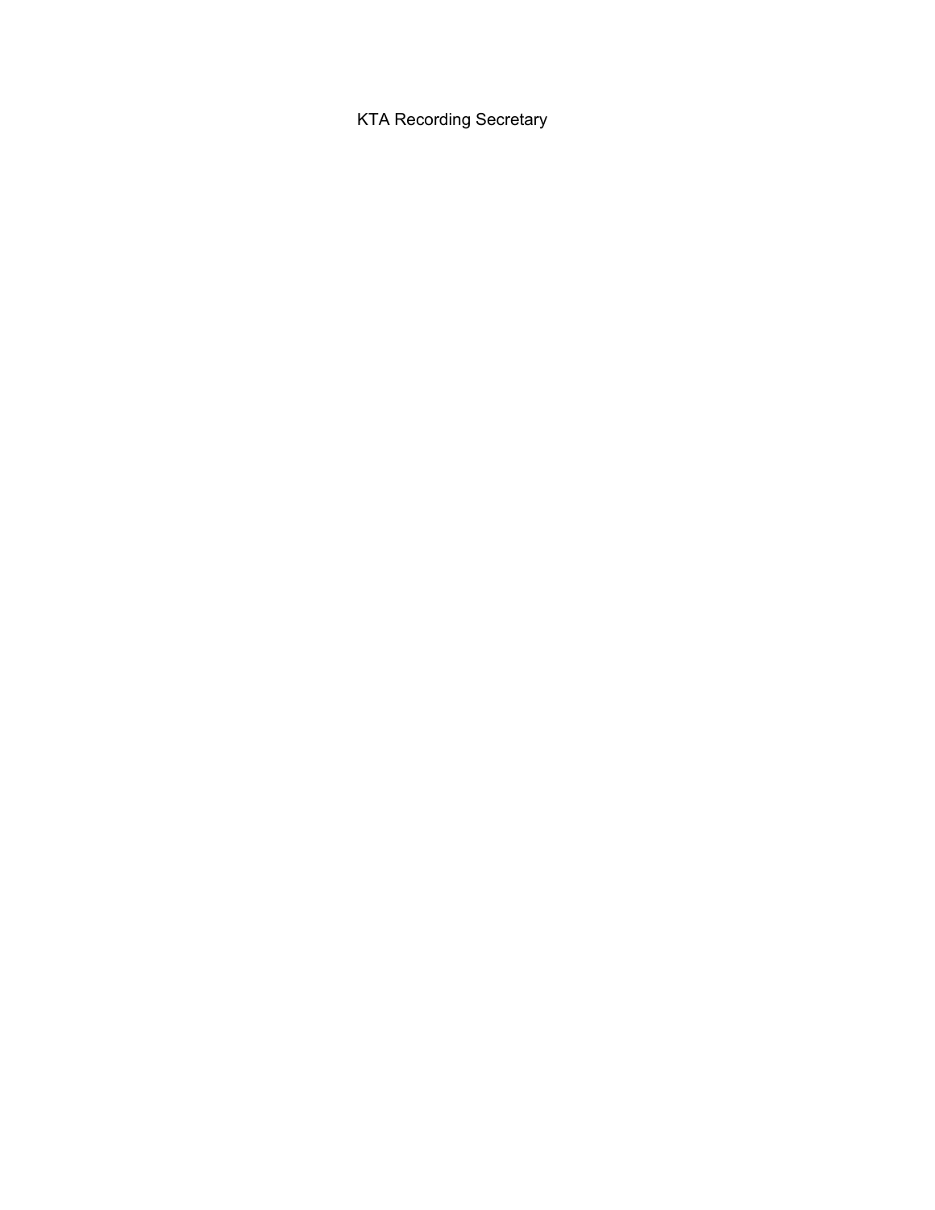KTA Recording Secretary